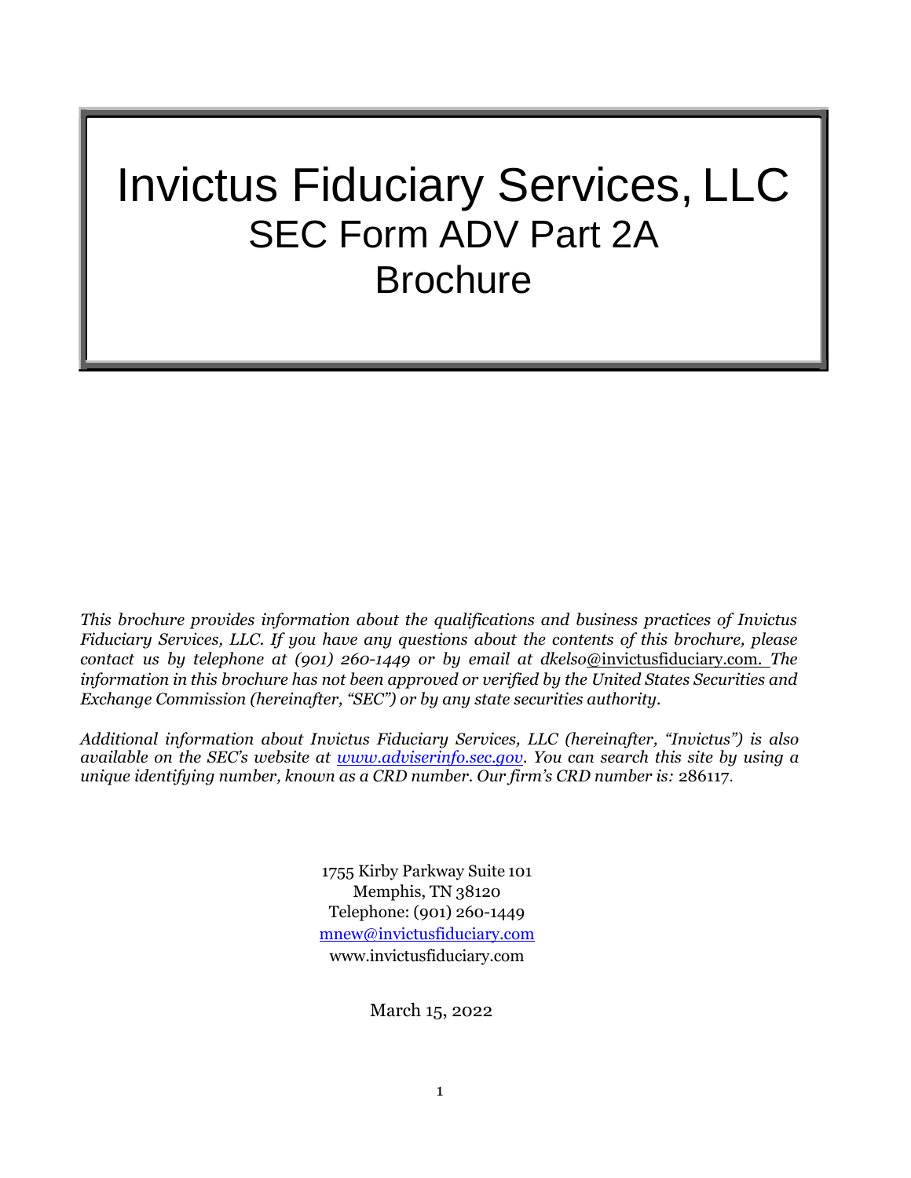# Invictus Fiduciary Services, LLC

## SEC Form ADV Part 2A

## Brochure

*This brochure provides information about the qualifications and business practices of Invictus Fiduciary Services, LLC. If you have any questions about the contents of this brochure, please contact us by telephone at (901) 260-1449 or by email at dkelso@invictusfiduciary.com. The information in this brochure has not been approved or verified by the United States Securities and Exchange Commission (hereinafter, "SEC") or by any state securities authority.*

*Additional information about Invictus Fiduciary Services, LLC (hereinafter, "Invictus") is also available on the SEC's website at www.adviserinfo.sec.gov. You can search this site by using a unique identifying number, known as a CRD number. Our firm's CRD number is:* 286117.

1755 Kirby Parkway Suite 101
Memphis, TN 38120
Telephone: (901) 260-1449
mnew@invictusfiduciary.com
www.invictusfiduciary.com

March 15, 2022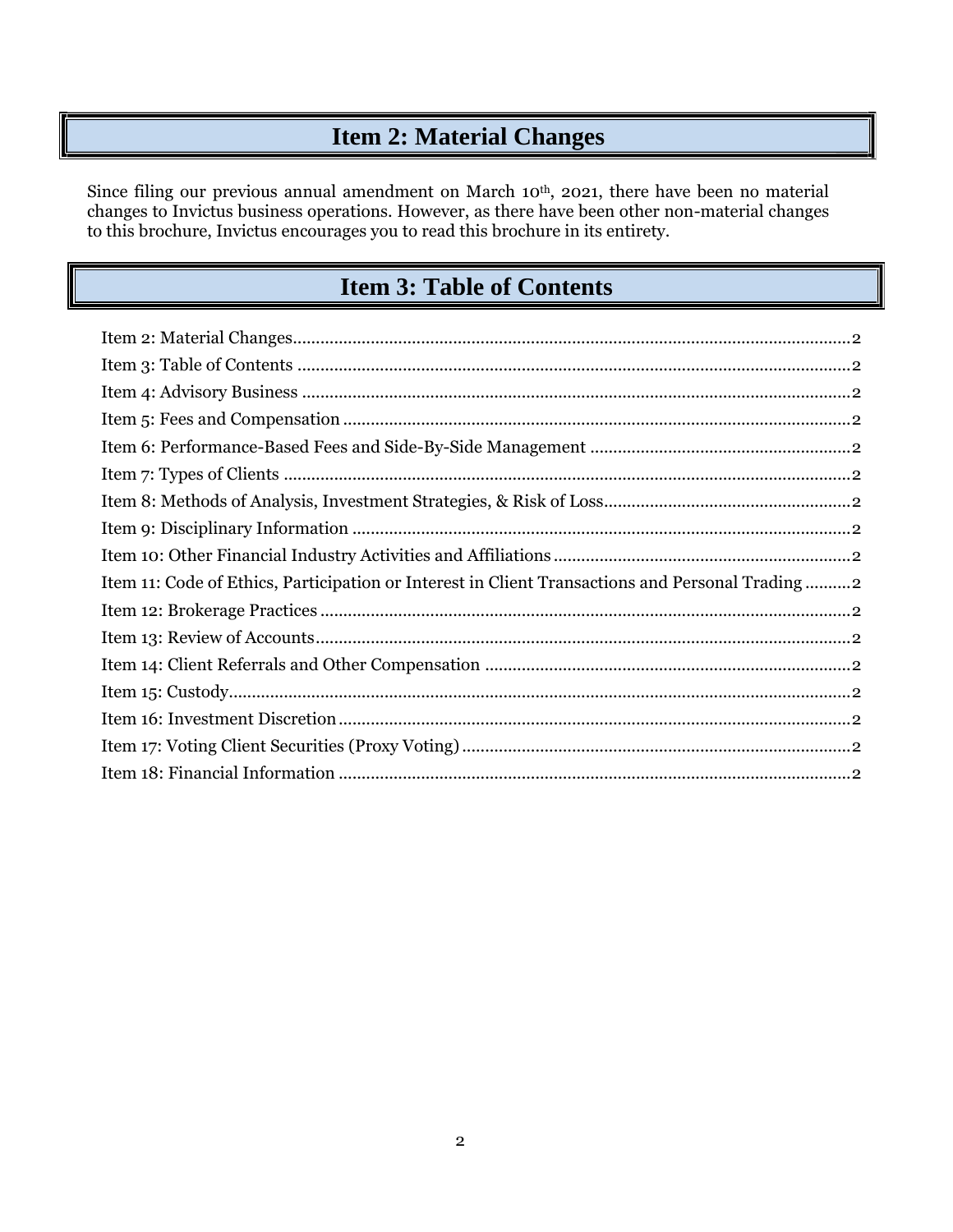## Item 2: Material Changes

Since filing our previous annual amendment on March 10th, 2021, there have been no material changes to Invictus business operations. However, as there have been other non-material changes to this brochure, Invictus encourages you to read this brochure in its entirety.

## Item 3: Table of Contents

- Item 2: Material Changes....................2
- Item 3: Table of Contents....................2
- Item 4: Advisory Business....................2
- Item 5: Fees and Compensation....................2
- Item 6: Performance-Based Fees and Side-By-Side Management....................2
- Item 7: Types of Clients....................2
- Item 8: Methods of Analysis, Investment Strategies, & Risk of Loss....................2
- Item 9: Disciplinary Information....................2
- Item 10: Other Financial Industry Activities and Affiliations....................2
- Item 11: Code of Ethics, Participation or Interest in Client Transactions and Personal Trading....................2
- Item 12: Brokerage Practices....................2
- Item 13: Review of Accounts....................2
- Item 14: Client Referrals and Other Compensation....................2
- Item 15: Custody....................2
- Item 16: Investment Discretion....................2
- Item 17: Voting Client Securities (Proxy Voting)....................2
- Item 18: Financial Information....................2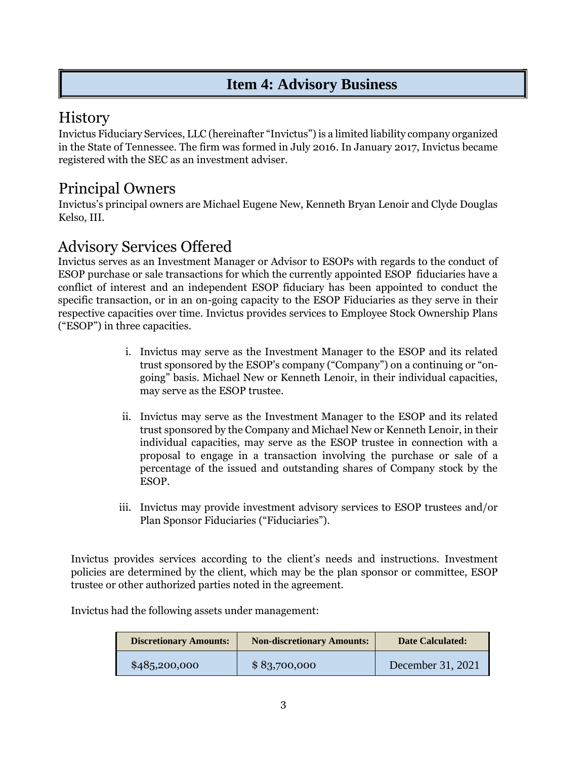# Item 4: Advisory Business

## History

Invictus Fiduciary Services, LLC (hereinafter "Invictus") is a limited liability company organized in the State of Tennessee. The firm was formed in July 2016. In January 2017, Invictus became registered with the SEC as an investment adviser.

## Principal Owners

Invictus's principal owners are Michael Eugene New, Kenneth Bryan Lenoir and Clyde Douglas Kelso, III.

## Advisory Services Offered

Invictus serves as an Investment Manager or Advisor to ESOPs with regards to the conduct of ESOP purchase or sale transactions for which the currently appointed ESOP fiduciaries have a conflict of interest and an independent ESOP fiduciary has been appointed to conduct the specific transaction, or in an on-going capacity to the ESOP Fiduciaries as they serve in their respective capacities over time. Invictus provides services to Employee Stock Ownership Plans ("ESOP") in three capacities.

i. Invictus may serve as the Investment Manager to the ESOP and its related trust sponsored by the ESOP's company ("Company") on a continuing or "on-going" basis. Michael New or Kenneth Lenoir, in their individual capacities, may serve as the ESOP trustee.

ii. Invictus may serve as the Investment Manager to the ESOP and its related trust sponsored by the Company and Michael New or Kenneth Lenoir, in their individual capacities, may serve as the ESOP trustee in connection with a proposal to engage in a transaction involving the purchase or sale of a percentage of the issued and outstanding shares of Company stock by the ESOP.

iii. Invictus may provide investment advisory services to ESOP trustees and/or Plan Sponsor Fiduciaries ("Fiduciaries").

Invictus provides services according to the client's needs and instructions. Investment policies are determined by the client, which may be the plan sponsor or committee, ESOP trustee or other authorized parties noted in the agreement.

Invictus had the following assets under management:

| Discretionary Amounts: | Non-discretionary Amounts: | Date Calculated: |
|---|---|---|
| $485,200,000 | $ 83,700,000 | December 31, 2021 |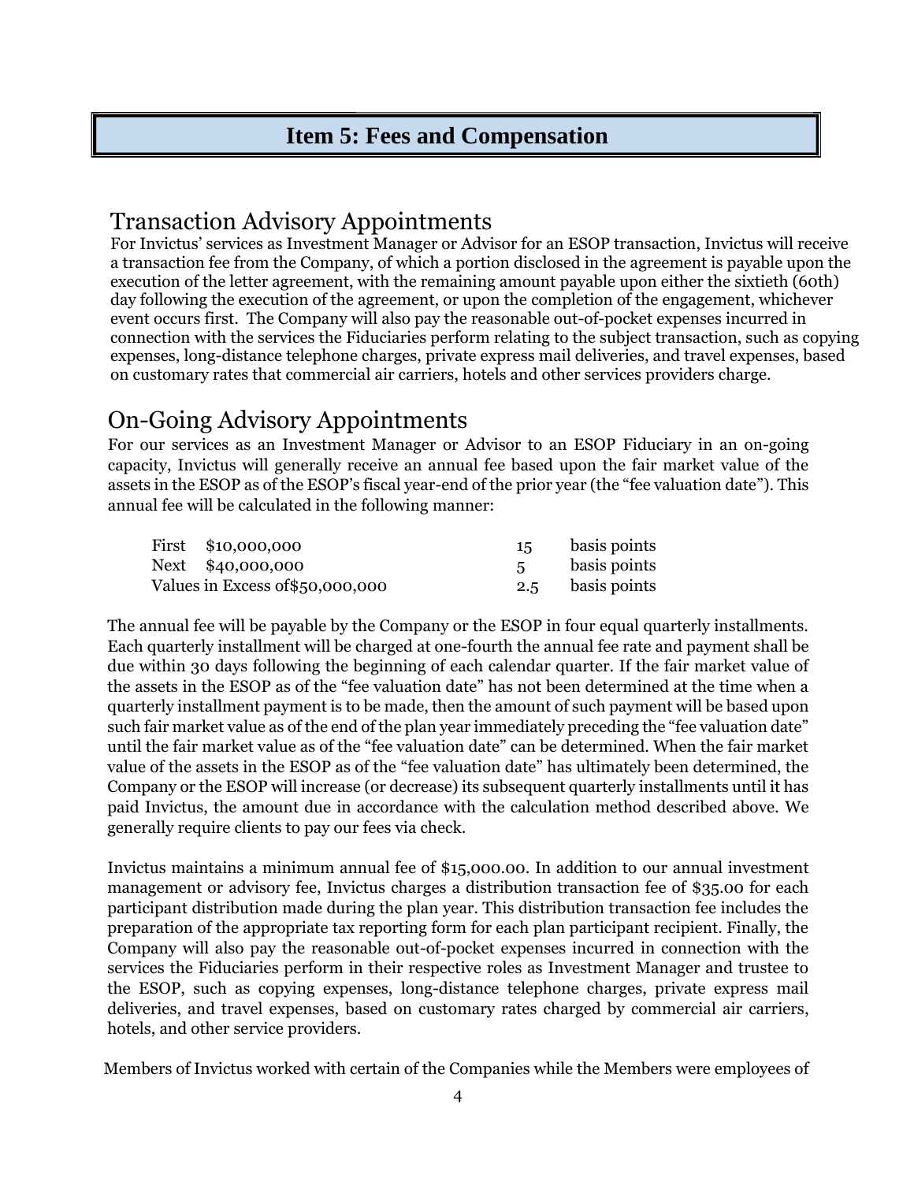# Item 5: Fees and Compensation

## Transaction Advisory Appointments

For Invictus' services as Investment Manager or Advisor for an ESOP transaction, Invictus will receive a transaction fee from the Company, of which a portion disclosed in the agreement is payable upon the execution of the letter agreement, with the remaining amount payable upon either the sixtieth (60th) day following the execution of the agreement, or upon the completion of the engagement, whichever event occurs first. The Company will also pay the reasonable out-of-pocket expenses incurred in connection with the services the Fiduciaries perform relating to the subject transaction, such as copying expenses, long-distance telephone charges, private express mail deliveries, and travel expenses, based on customary rates that commercial air carriers, hotels and other services providers charge.

## On-Going Advisory Appointments

For our services as an Investment Manager or Advisor to an ESOP Fiduciary in an on-going capacity, Invictus will generally receive an annual fee based upon the fair market value of the assets in the ESOP as of the ESOP's fiscal year-end of the prior year (the "fee valuation date"). This annual fee will be calculated in the following manner:

| | | |
|---|---|---|
| First $10,000,000 | 15 | basis points |
| Next $40,000,000 | 5 | basis points |
| Values in Excess of$50,000,000 | 2.5 | basis points |

The annual fee will be payable by the Company or the ESOP in four equal quarterly installments. Each quarterly installment will be charged at one-fourth the annual fee rate and payment shall be due within 30 days following the beginning of each calendar quarter. If the fair market value of the assets in the ESOP as of the "fee valuation date" has not been determined at the time when a quarterly installment payment is to be made, then the amount of such payment will be based upon such fair market value as of the end of the plan year immediately preceding the "fee valuation date" until the fair market value as of the "fee valuation date" can be determined. When the fair market value of the assets in the ESOP as of the "fee valuation date" has ultimately been determined, the Company or the ESOP will increase (or decrease) its subsequent quarterly installments until it has paid Invictus, the amount due in accordance with the calculation method described above. We generally require clients to pay our fees via check.

Invictus maintains a minimum annual fee of $15,000.00. In addition to our annual investment management or advisory fee, Invictus charges a distribution transaction fee of $35.00 for each participant distribution made during the plan year. This distribution transaction fee includes the preparation of the appropriate tax reporting form for each plan participant recipient. Finally, the Company will also pay the reasonable out-of-pocket expenses incurred in connection with the services the Fiduciaries perform in their respective roles as Investment Manager and trustee to the ESOP, such as copying expenses, long-distance telephone charges, private express mail deliveries, and travel expenses, based on customary rates charged by commercial air carriers, hotels, and other service providers.

Members of Invictus worked with certain of the Companies while the Members were employees of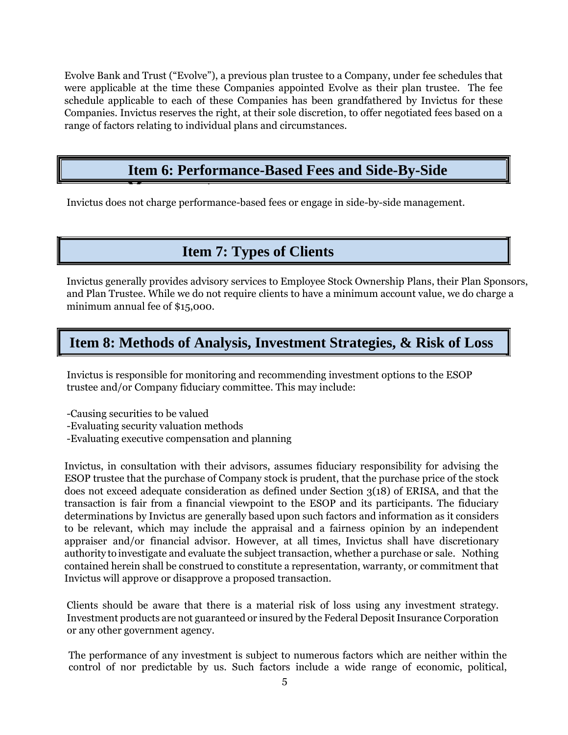Evolve Bank and Trust ("Evolve"), a previous plan trustee to a Company, under fee schedules that were applicable at the time these Companies appointed Evolve as their plan trustee. The fee schedule applicable to each of these Companies has been grandfathered by Invictus for these Companies. Invictus reserves the right, at their sole discretion, to offer negotiated fees based on a range of factors relating to individual plans and circumstances.

## Item 6: Performance-Based Fees and Side-By-Side

Invictus does not charge performance-based fees or engage in side-by-side management.

## Item 7: Types of Clients

Invictus generally provides advisory services to Employee Stock Ownership Plans, their Plan Sponsors, and Plan Trustee. While we do not require clients to have a minimum account value, we do charge a minimum annual fee of $15,000.

## Item 8: Methods of Analysis, Investment Strategies, & Risk of Loss

Invictus is responsible for monitoring and recommending investment options to the ESOP trustee and/or Company fiduciary committee. This may include:

-Causing securities to be valued
-Evaluating security valuation methods
-Evaluating executive compensation and planning

Invictus, in consultation with their advisors, assumes fiduciary responsibility for advising the ESOP trustee that the purchase of Company stock is prudent, that the purchase price of the stock does not exceed adequate consideration as defined under Section 3(18) of ERISA, and that the transaction is fair from a financial viewpoint to the ESOP and its participants. The fiduciary determinations by Invictus are generally based upon such factors and information as it considers to be relevant, which may include the appraisal and a fairness opinion by an independent appraiser and/or financial advisor. However, at all times, Invictus shall have discretionary authority to investigate and evaluate the subject transaction, whether a purchase or sale. Nothing contained herein shall be construed to constitute a representation, warranty, or commitment that Invictus will approve or disapprove a proposed transaction.

Clients should be aware that there is a material risk of loss using any investment strategy. Investment products are not guaranteed or insured by the Federal Deposit Insurance Corporation or any other government agency.

The performance of any investment is subject to numerous factors which are neither within the control of nor predictable by us. Such factors include a wide range of economic, political,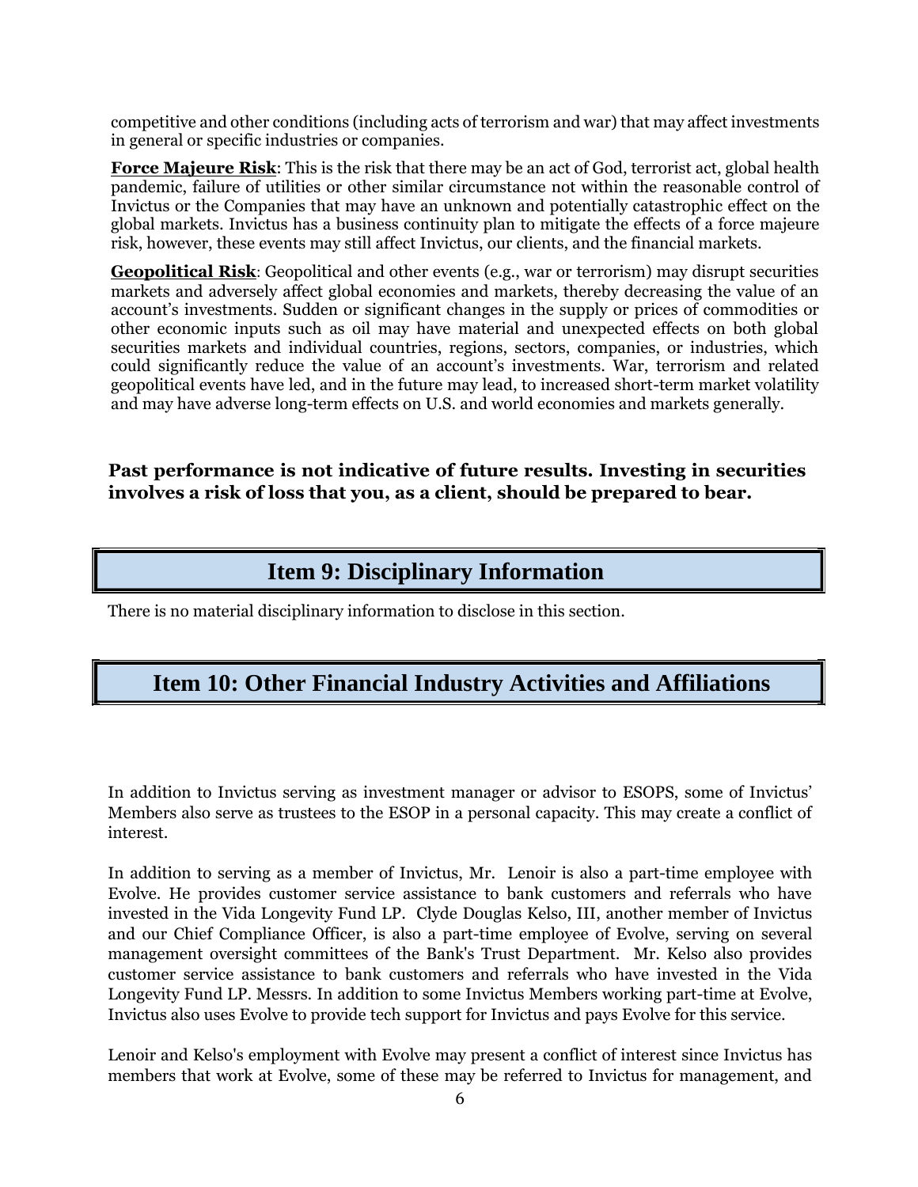competitive and other conditions (including acts of terrorism and war) that may affect investments in general or specific industries or companies.

**Force Majeure Risk**: This is the risk that there may be an act of God, terrorist act, global health pandemic, failure of utilities or other similar circumstance not within the reasonable control of Invictus or the Companies that may have an unknown and potentially catastrophic effect on the global markets. Invictus has a business continuity plan to mitigate the effects of a force majeure risk, however, these events may still affect Invictus, our clients, and the financial markets.

**Geopolitical Risk**: Geopolitical and other events (e.g., war or terrorism) may disrupt securities markets and adversely affect global economies and markets, thereby decreasing the value of an account's investments. Sudden or significant changes in the supply or prices of commodities or other economic inputs such as oil may have material and unexpected effects on both global securities markets and individual countries, regions, sectors, companies, or industries, which could significantly reduce the value of an account's investments. War, terrorism and related geopolitical events have led, and in the future may lead, to increased short-term market volatility and may have adverse long-term effects on U.S. and world economies and markets generally.

**Past performance is not indicative of future results. Investing in securities involves a risk of loss that you, as a client, should be prepared to bear.**

## Item 9: Disciplinary Information

There is no material disciplinary information to disclose in this section.

## Item 10: Other Financial Industry Activities and Affiliations

In addition to Invictus serving as investment manager or advisor to ESOPS, some of Invictus' Members also serve as trustees to the ESOP in a personal capacity. This may create a conflict of interest.

In addition to serving as a member of Invictus, Mr. Lenoir is also a part-time employee with Evolve. He provides customer service assistance to bank customers and referrals who have invested in the Vida Longevity Fund LP. Clyde Douglas Kelso, III, another member of Invictus and our Chief Compliance Officer, is also a part-time employee of Evolve, serving on several management oversight committees of the Bank's Trust Department. Mr. Kelso also provides customer service assistance to bank customers and referrals who have invested in the Vida Longevity Fund LP. Messrs. In addition to some Invictus Members working part-time at Evolve, Invictus also uses Evolve to provide tech support for Invictus and pays Evolve for this service.

Lenoir and Kelso's employment with Evolve may present a conflict of interest since Invictus has members that work at Evolve, some of these may be referred to Invictus for management, and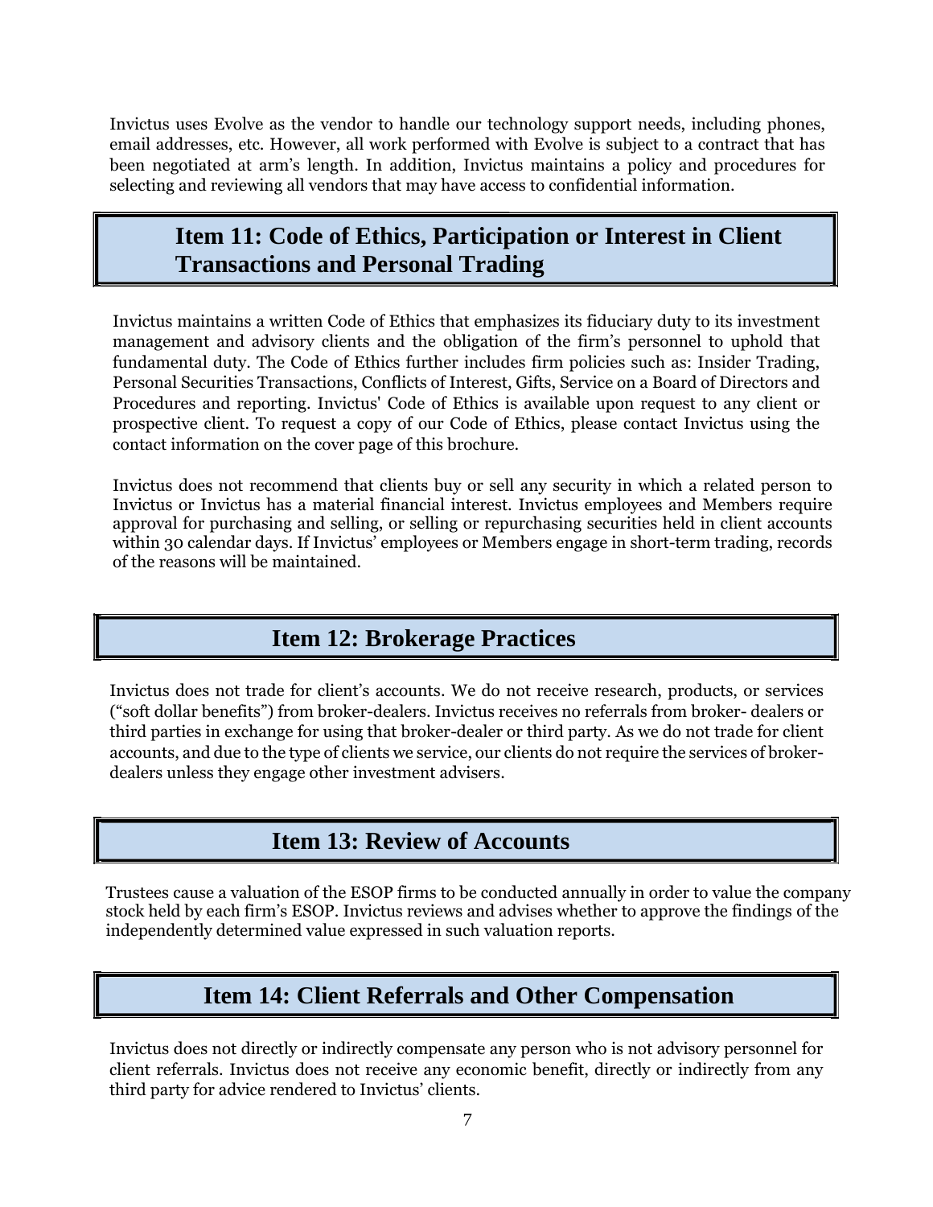Invictus uses Evolve as the vendor to handle our technology support needs, including phones, email addresses, etc. However, all work performed with Evolve is subject to a contract that has been negotiated at arm's length. In addition, Invictus maintains a policy and procedures for selecting and reviewing all vendors that may have access to confidential information.

## Item 11: Code of Ethics, Participation or Interest in Client Transactions and Personal Trading

Invictus maintains a written Code of Ethics that emphasizes its fiduciary duty to its investment management and advisory clients and the obligation of the firm's personnel to uphold that fundamental duty. The Code of Ethics further includes firm policies such as: Insider Trading, Personal Securities Transactions, Conflicts of Interest, Gifts, Service on a Board of Directors and Procedures and reporting. Invictus' Code of Ethics is available upon request to any client or prospective client. To request a copy of our Code of Ethics, please contact Invictus using the contact information on the cover page of this brochure.

Invictus does not recommend that clients buy or sell any security in which a related person to Invictus or Invictus has a material financial interest. Invictus employees and Members require approval for purchasing and selling, or selling or repurchasing securities held in client accounts within 30 calendar days. If Invictus' employees or Members engage in short-term trading, records of the reasons will be maintained.

## Item 12: Brokerage Practices

Invictus does not trade for client's accounts. We do not receive research, products, or services ("soft dollar benefits") from broker-dealers. Invictus receives no referrals from broker- dealers or third parties in exchange for using that broker-dealer or third party. As we do not trade for client accounts, and due to the type of clients we service, our clients do not require the services of broker-dealers unless they engage other investment advisers.

## Item 13: Review of Accounts

Trustees cause a valuation of the ESOP firms to be conducted annually in order to value the company stock held by each firm's ESOP. Invictus reviews and advises whether to approve the findings of the independently determined value expressed in such valuation reports.

## Item 14: Client Referrals and Other Compensation

Invictus does not directly or indirectly compensate any person who is not advisory personnel for client referrals. Invictus does not receive any economic benefit, directly or indirectly from any third party for advice rendered to Invictus' clients.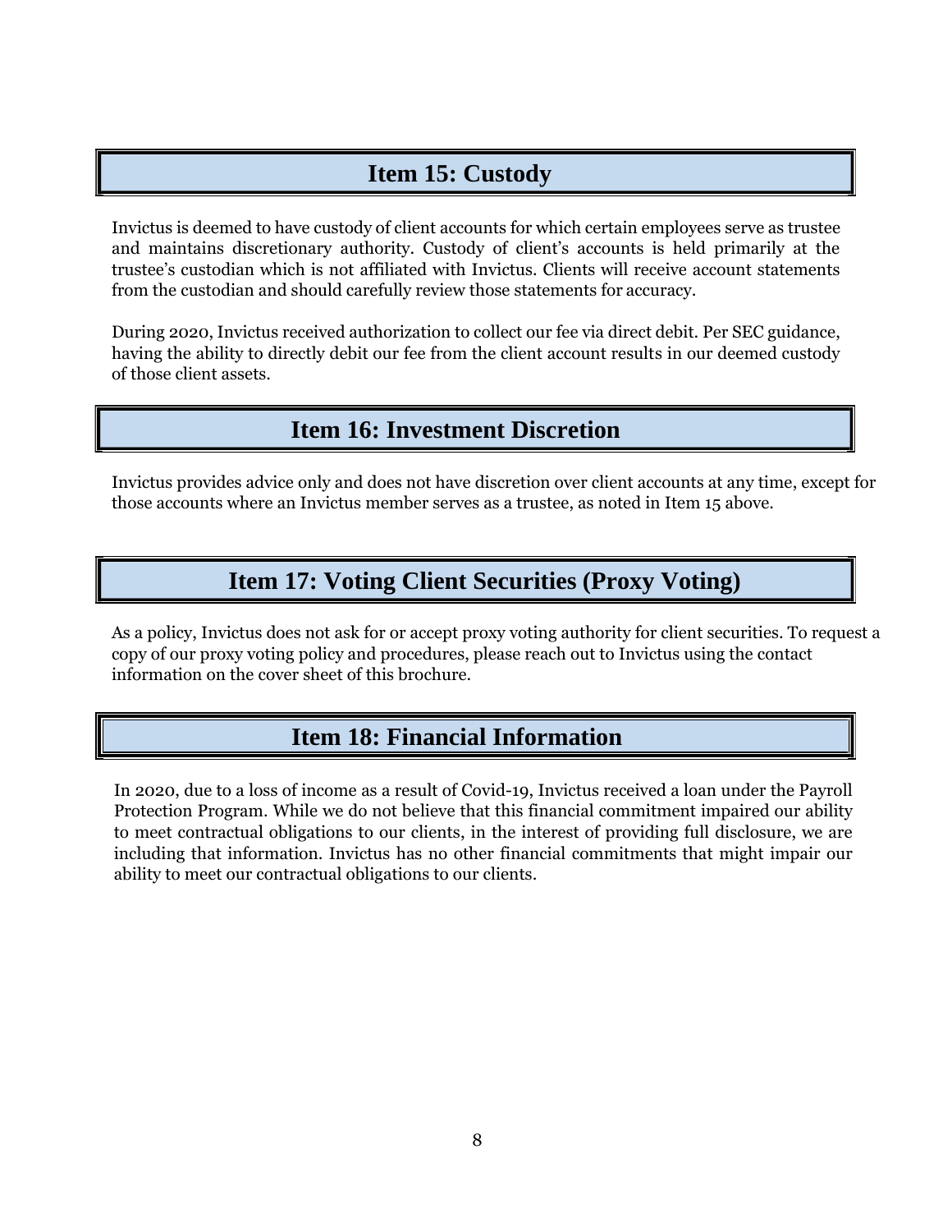## Item 15: Custody

Invictus is deemed to have custody of client accounts for which certain employees serve as trustee and maintains discretionary authority. Custody of client's accounts is held primarily at the trustee's custodian which is not affiliated with Invictus. Clients will receive account statements from the custodian and should carefully review those statements for accuracy.

During 2020, Invictus received authorization to collect our fee via direct debit. Per SEC guidance, having the ability to directly debit our fee from the client account results in our deemed custody of those client assets.

## Item 16: Investment Discretion

Invictus provides advice only and does not have discretion over client accounts at any time, except for those accounts where an Invictus member serves as a trustee, as noted in Item 15 above.

## Item 17: Voting Client Securities (Proxy Voting)

As a policy, Invictus does not ask for or accept proxy voting authority for client securities. To request a copy of our proxy voting policy and procedures, please reach out to Invictus using the contact information on the cover sheet of this brochure.

## Item 18: Financial Information

In 2020, due to a loss of income as a result of Covid-19, Invictus received a loan under the Payroll Protection Program. While we do not believe that this financial commitment impaired our ability to meet contractual obligations to our clients, in the interest of providing full disclosure, we are including that information. Invictus has no other financial commitments that might impair our ability to meet our contractual obligations to our clients.